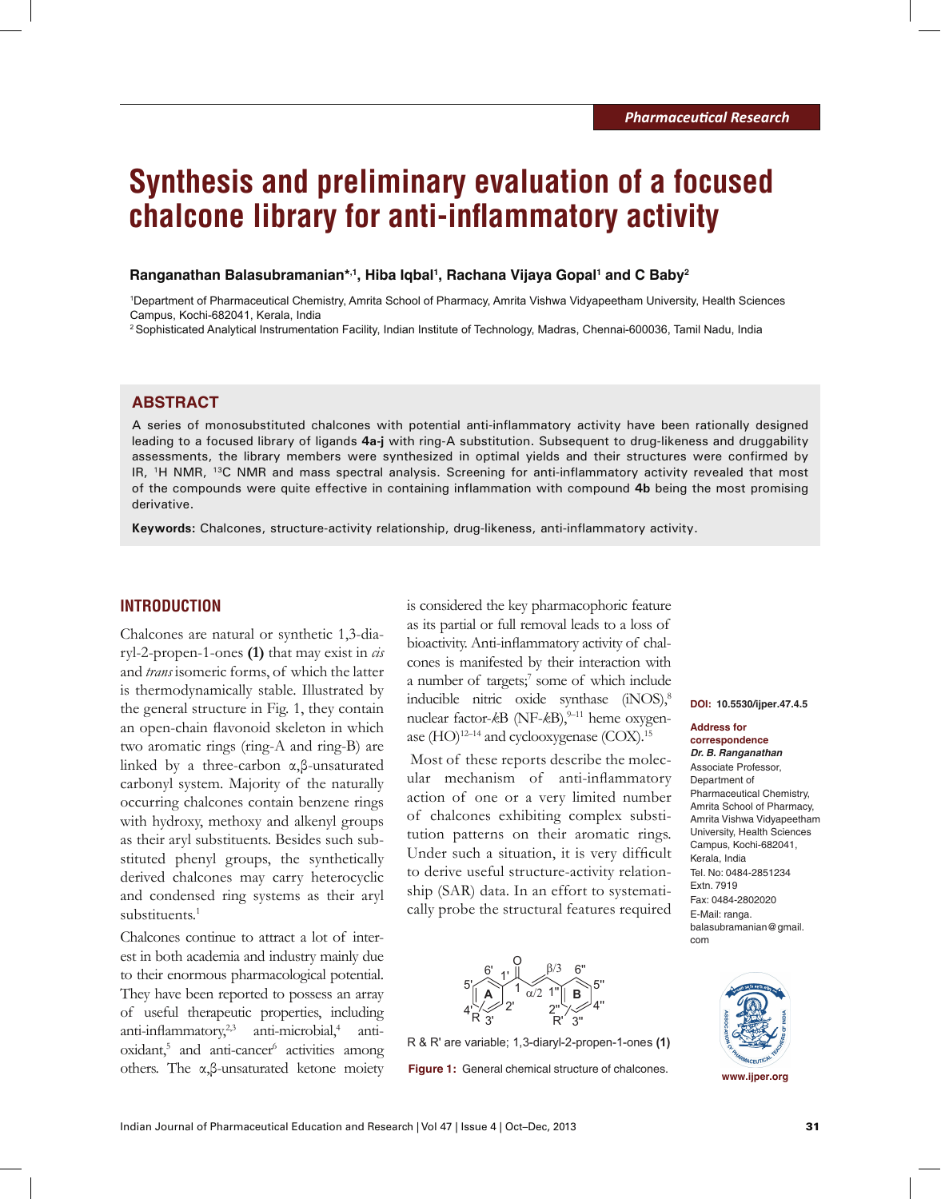Pharmaceutical Research

# Synthesis and preliminary evaluation of a focused chalcone library for anti-inflammatory activity

**Ranganathan Balasubramanian*[,1], Hiba Iqbal[1], Rachana Vijaya Gopal[1] and C Baby[2]**

[1]Department of Pharmaceutical Chemistry, Amrita School of Pharmacy, Amrita Vishwa Vidyapeetham University, Health Sciences Campus, Kochi-682041, Kerala, India
[2]Sophisticated Analytical Instrumentation Facility, Indian Institute of Technology, Madras, Chennai-600036, Tamil Nadu, India

## ABSTRACT

A series of monosubstituted chalcones with potential anti-inflammatory activity have been rationally designed leading to a focused library of ligands **4a-j** with ring-A substitution. Subsequent to drug-likeness and druggability assessments, the library members were synthesized in optimal yields and their structures were confirmed by IR, $^1$H NMR, $^{13}$C NMR and mass spectral analysis. Screening for anti-inflammatory activity revealed that most of the compounds were quite effective in containing inflammation with compound **4b** being the most promising derivative.

**Keywords:** Chalcones, structure-activity relationship, drug-likeness, anti-inflammatory activity.

**DOI: 10.5530/ijper.47.4.5**

**Address for correspondence**
***Dr. B. Ranganathan***
Associate Professor, Department of Pharmaceutical Chemistry, Amrita School of Pharmacy, Amrita Vishwa Vidyapeetham University, Health Sciences Campus, Kochi-682041, Kerala, India
Tel. No: 0484-2851234 Extn. 7919
Fax: 0484-2802020
E-Mail: ranga.balasubramanian@gmail.com

www.ijper.org

## INTRODUCTION

Chalcones are natural or synthetic 1,3-diaryl-2-propen-1-ones **(1)** that may exist in *cis* and *trans* isomeric forms, of which the latter is thermodynamically stable. Illustrated by the general structure in Fig. 1, they contain an open-chain flavonoid skeleton in which two aromatic rings (ring-A and ring-B) are linked by a three-carbon α,β-unsaturated carbonyl system. Majority of the naturally occurring chalcones contain benzene rings with hydroxy, methoxy and alkenyl groups as their aryl substituents. Besides such substituted phenyl groups, the synthetically derived chalcones may carry heterocyclic and condensed ring systems as their aryl substituents.[1]

Chalcones continue to attract a lot of interest in both academia and industry mainly due to their enormous pharmacological potential. They have been reported to possess an array of useful therapeutic properties, including anti-inflammatory,[2,3] anti-microbial,[4] anti-oxidant,[5] and anti-cancer[6] activities among others. The α,β-unsaturated ketone moiety is considered the key pharmacophoric feature as its partial or full removal leads to a loss of bioactivity. Anti-inflammatory activity of chalcones is manifested by their interaction with a number of targets;[7] some of which include inducible nitric oxide synthase (iNOS),[8] nuclear factor-*k*B (NF-*k*B),[9–11] heme oxygenase (HO)[12–14] and cyclooxygenase (COX).[15]

Most of these reports describe the molecular mechanism of anti-inflammatory action of one or a very limited number of chalcones exhibiting complex substitution patterns on their aromatic rings. Under such a situation, it is very difficult to derive useful structure-activity relationship (SAR) data. In an effort to systematically probe the structural features required

R & R' are variable; 1,3-diaryl-2-propen-1-ones **(1)**

**Figure 1:** General chemical structure of chalcones.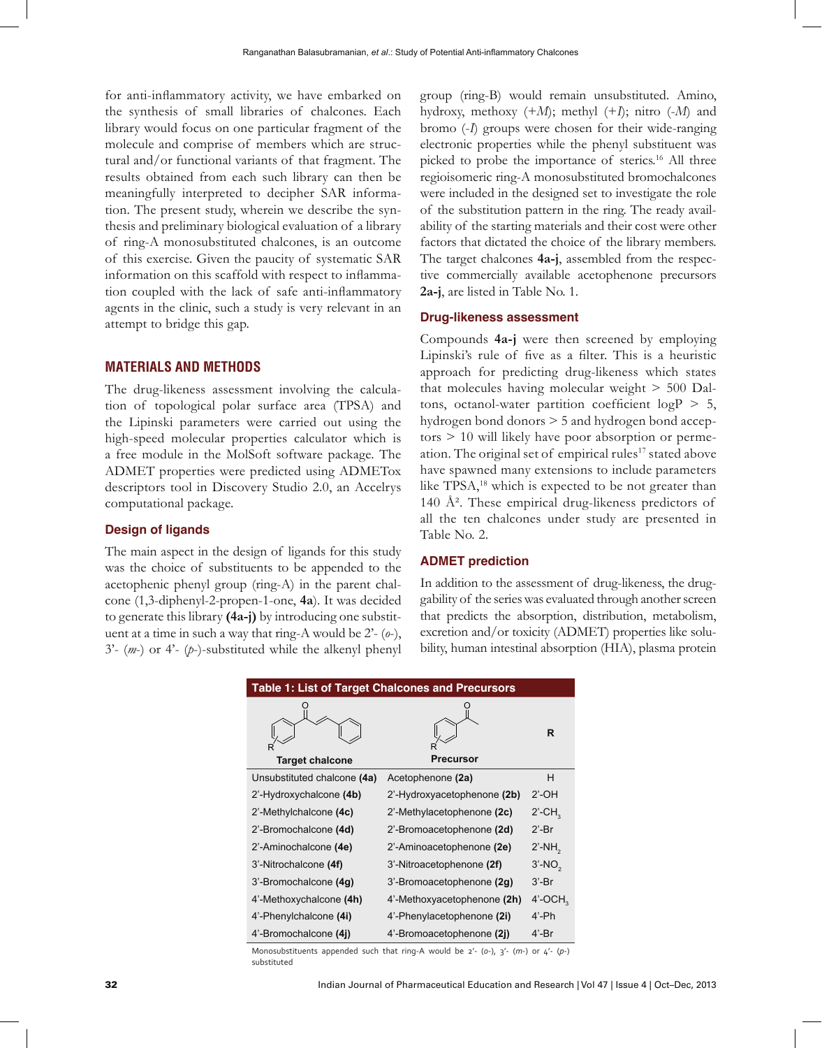for anti-inflammatory activity, we have embarked on the synthesis of small libraries of chalcones. Each library would focus on one particular fragment of the molecule and comprise of members which are structural and/or functional variants of that fragment. The results obtained from each such library can then be meaningfully interpreted to decipher SAR information. The present study, wherein we describe the synthesis and preliminary biological evaluation of a library of ring-A monosubstituted chalcones, is an outcome of this exercise. Given the paucity of systematic SAR information on this scaffold with respect to inflammation coupled with the lack of safe anti-inflammatory agents in the clinic, such a study is very relevant in an attempt to bridge this gap.

## MATERIALS AND METHODS

The drug-likeness assessment involving the calculation of topological polar surface area (TPSA) and the Lipinski parameters were carried out using the high-speed molecular properties calculator which is a free module in the MolSoft software package. The ADMET properties were predicted using ADMETox descriptors tool in Discovery Studio 2.0, an Accelrys computational package.

### Design of ligands

The main aspect in the design of ligands for this study was the choice of substituents to be appended to the acetophenic phenyl group (ring-A) in the parent chalcone (1,3-diphenyl-2-propen-1-one, **4a**). It was decided to generate this library **(4a-j)** by introducing one substituent at a time in such a way that ring-A would be 2'- (*o*-), 3'- (*m*-) or 4'- (*p*-)-substituted while the alkenyl phenyl group (ring-B) would remain unsubstituted. Amino, hydroxy, methoxy (+*M*); methyl (+*I*); nitro (-*M*) and bromo (-*I*) groups were chosen for their wide-ranging electronic properties while the phenyl substituent was picked to probe the importance of sterics.[16] All three regioisomeric ring-A monosubstituted bromochalcones were included in the designed set to investigate the role of the substitution pattern in the ring. The ready availability of the starting materials and their cost were other factors that dictated the choice of the library members. The target chalcones **4a-j**, assembled from the respective commercially available acetophenone precursors **2a-j**, are listed in Table No. 1.

### Drug-likeness assessment

Compounds **4a-j** were then screened by employing Lipinski's rule of five as a filter. This is a heuristic approach for predicting drug-likeness which states that molecules having molecular weight > 500 Daltons, octanol-water partition coefficient logP > 5, hydrogen bond donors > 5 and hydrogen bond acceptors > 10 will likely have poor absorption or permeation. The original set of empirical rules[17] stated above have spawned many extensions to include parameters like TPSA,[18] which is expected to be not greater than 140 Å². These empirical drug-likeness predictors of all the ten chalcones under study are presented in Table No. 2.

### ADMET prediction

In addition to the assessment of drug-likeness, the druggability of the series was evaluated through another screen that predicts the absorption, distribution, metabolism, excretion and/or toxicity (ADMET) properties like solubility, human intestinal absorption (HIA), plasma protein

**Table 1: List of Target Chalcones and Precursors**

| Target chalcone | Precursor | R |
|---|---|---|
| Unsubstituted chalcone **(4a)** | Acetophenone **(2a)** | H |
| 2'-Hydroxychalcone **(4b)** | 2'-Hydroxyacetophenone **(2b)** | 2'-OH |
| 2'-Methylchalcone **(4c)** | 2'-Methylacetophenone **(2c)** | 2'-$CH_3$ |
| 2'-Bromochalcone **(4d)** | 2'-Bromoacetophenone **(2d)** | 2'-Br |
| 2'-Aminochalcone **(4e)** | 2'-Aminoacetophenone **(2e)** | 2'-$NH_2$ |
| 3'-Nitrochalcone **(4f)** | 3'-Nitroacetophenone **(2f)** | 3'-$NO_2$ |
| 3'-Bromochalcone **(4g)** | 3'-Bromoacetophenone **(2g)** | 3'-Br |
| 4'-Methoxychalcone **(4h)** | 4'-Methoxyacetophenone **(2h)** | 4'-$OCH_3$ |
| 4'-Phenylchalcone **(4i)** | 4'-Phenylacetophenone **(2i)** | 4'-Ph |
| 4'-Bromochalcone **(4j)** | 4'-Bromoacetophenone **(2j)** | 4'-Br |

Monosubstituents appended such that ring-A would be 2'- (*o*-), 3'- (*m*-) or 4'- (*p*-) substituted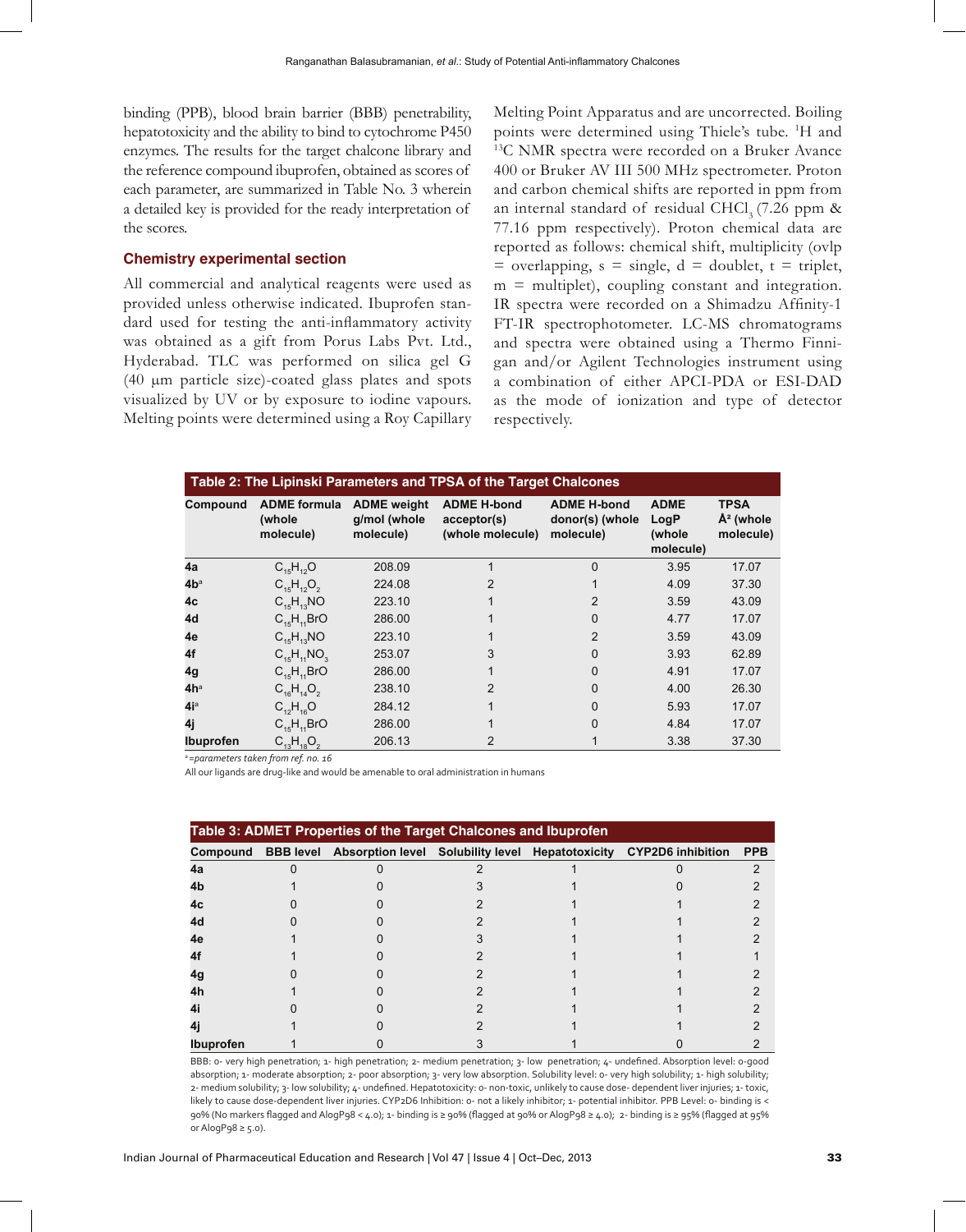binding (PPB), blood brain barrier (BBB) penetrability, hepatotoxicity and the ability to bind to cytochrome P450 enzymes. The results for the target chalcone library and the reference compound ibuprofen, obtained as scores of each parameter, are summarized in Table No. 3 wherein a detailed key is provided for the ready interpretation of the scores.

## Chemistry experimental section

All commercial and analytical reagents were used as provided unless otherwise indicated. Ibuprofen standard used for testing the anti-inflammatory activity was obtained as a gift from Porus Labs Pvt. Ltd., Hyderabad. TLC was performed on silica gel G (40 μm particle size)-coated glass plates and spots visualized by UV or by exposure to iodine vapours. Melting points were determined using a Roy Capillary Melting Point Apparatus and are uncorrected. Boiling points were determined using Thiele's tube. $^1$H and $^{13}$C NMR spectra were recorded on a Bruker Avance 400 or Bruker AV III 500 MHz spectrometer. Proton and carbon chemical shifts are reported in ppm from an internal standard of residual $CHCl_3$ (7.26 ppm & 77.16 ppm respectively). Proton chemical data are reported as follows: chemical shift, multiplicity (ovlp = overlapping, s = single, d = doublet, t = triplet, m = multiplet), coupling constant and integration. IR spectra were recorded on a Shimadzu Affinity-1 FT-IR spectrophotometer. LC-MS chromatograms and spectra were obtained using a Thermo Finnigan and/or Agilent Technologies instrument using a combination of either APCI-PDA or ESI-DAD as the mode of ionization and type of detector respectively.

**Table 2: The Lipinski Parameters and TPSA of the Target Chalcones**

| Compound | ADME formula (whole molecule) | ADME weight g/mol (whole molecule) | ADME H-bond acceptor(s) (whole molecule) | ADME H-bond donor(s) (whole molecule) | ADME LogP (whole molecule) | TPSA Å² (whole molecule) |
|---|---|---|---|---|---|---|
| 4a | $C_{15}H_{12}O$ | 208.09 | 1 | 0 | 3.95 | 17.07 |
| 4b[a] | $C_{15}H_{12}O_2$ | 224.08 | 2 | 1 | 4.09 | 37.30 |
| 4c | $C_{15}H_{13}NO$ | 223.10 | 1 | 2 | 3.59 | 43.09 |
| 4d | $C_{15}H_{11}BrO$ | 286.00 | 1 | 0 | 4.77 | 17.07 |
| 4e | $C_{15}H_{13}NO$ | 223.10 | 1 | 2 | 3.59 | 43.09 |
| 4f | $C_{15}H_{11}NO_3$ | 253.07 | 3 | 0 | 3.93 | 62.89 |
| 4g | $C_{15}H_{11}BrO$ | 286.00 | 1 | 0 | 4.91 | 17.07 |
| 4h[a] | $C_{16}H_{14}O_2$ | 238.10 | 2 | 0 | 4.00 | 26.30 |
| 4i[a] | $C_{12}H_{16}O$ | 284.12 | 1 | 0 | 5.93 | 17.07 |
| 4j | $C_{15}H_{11}BrO$ | 286.00 | 1 | 0 | 4.84 | 17.07 |
| Ibuprofen | $C_{13}H_{18}O_2$ | 206.13 | 2 | 1 | 3.38 | 37.30 |

[a]=*parameters taken from ref. no. 16*

All our ligands are drug-like and would be amenable to oral administration in humans

**Table 3: ADMET Properties of the Target Chalcones and Ibuprofen**

| Compound | BBB level | Absorption level | Solubility level | Hepatotoxicity | CYP2D6 inhibition | PPB |
|---|---|---|---|---|---|---|
| 4a | 0 | 0 | 2 | 1 | 0 | 2 |
| 4b | 1 | 0 | 3 | 1 | 0 | 2 |
| 4c | 0 | 0 | 2 | 1 | 1 | 2 |
| 4d | 0 | 0 | 2 | 1 | 1 | 2 |
| 4e | 1 | 0 | 3 | 1 | 1 | 2 |
| 4f | 1 | 0 | 2 | 1 | 1 | 1 |
| 4g | 0 | 0 | 2 | 1 | 1 | 2 |
| 4h | 1 | 0 | 2 | 1 | 1 | 2 |
| 4i | 0 | 0 | 2 | 1 | 1 | 2 |
| 4j | 1 | 0 | 2 | 1 | 1 | 2 |
| Ibuprofen | 1 | 0 | 3 | 1 | 0 | 2 |

BBB: 0- very high penetration; 1- high penetration; 2- medium penetration; 3- low penetration; 4- undefined. Absorption level: 0-good absorption; 1- moderate absorption; 2- poor absorption; 3- very low absorption. Solubility level: 0- very high solubility; 1- high solubility; 2- medium solubility; 3- low solubility; 4- undefined. Hepatotoxicity: 0- non-toxic, unlikely to cause dose- dependent liver injuries; 1- toxic, likely to cause dose-dependent liver injuries. CYP2D6 Inhibition: 0- not a likely inhibitor; 1- potential inhibitor. PPB Level: 0- binding is < 90% (No markers flagged and AlogP98 < 4.0); 1- binding is ≥ 90% (flagged at 90% or AlogP98 ≥ 4.0); 2- binding is ≥ 95% (flagged at 95% or AlogP98 ≥ 5.0).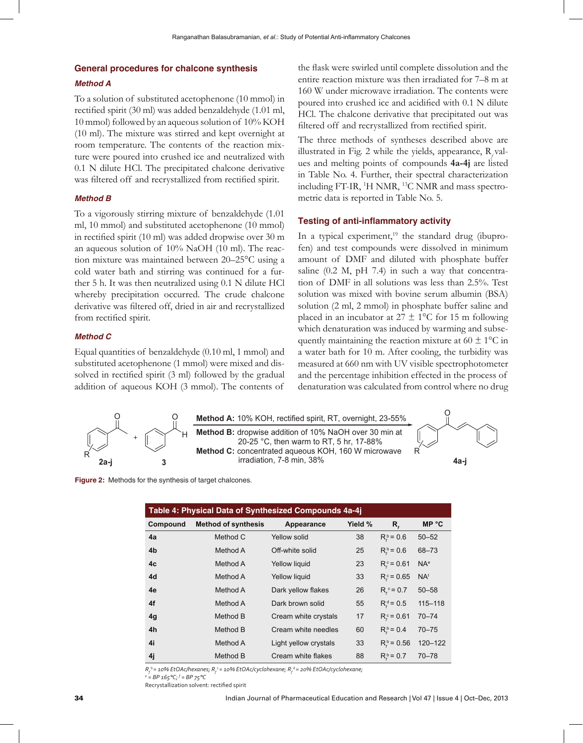## General procedures for chalcone synthesis

### Method A

To a solution of substituted acetophenone (10 mmol) in rectified spirit (30 ml) was added benzaldehyde (1.01 ml, 10 mmol) followed by an aqueous solution of 10% KOH (10 ml). The mixture was stirred and kept overnight at room temperature. The contents of the reaction mixture were poured into crushed ice and neutralized with 0.1 N dilute HCl. The precipitated chalcone derivative was filtered off and recrystallized from rectified spirit.

### Method B

To a vigorously stirring mixture of benzaldehyde (1.01 ml, 10 mmol) and substituted acetophenone (10 mmol) in rectified spirit (10 ml) was added dropwise over 30 m an aqueous solution of 10% NaOH (10 ml). The reaction mixture was maintained between 20–25°C using a cold water bath and stirring was continued for a further 5 h. It was then neutralized using 0.1 N dilute HCl whereby precipitation occurred. The crude chalcone derivative was filtered off, dried in air and recrystallized from rectified spirit.

### Method C

Equal quantities of benzaldehyde (0.10 ml, 1 mmol) and substituted acetophenone (1 mmol) were mixed and dissolved in rectified spirit (3 ml) followed by the gradual addition of aqueous KOH (3 mmol). The contents of the flask were swirled until complete dissolution and the entire reaction mixture was then irradiated for 7–8 m at 160 W under microwave irradiation. The contents were poured into crushed ice and acidified with 0.1 N dilute HCl. The chalcone derivative that precipitated out was filtered off and recrystallized from rectified spirit.

The three methods of syntheses described above are illustrated in Fig. 2 while the yields, appearance, $R_f$ values and melting points of compounds **4a-4j** are listed in Table No. 4. Further, their spectral characterization including FT-IR, $^1$H NMR, $^{13}$C NMR and mass spectrometric data is reported in Table No. 5.

## Testing of anti-inflammatory activity

In a typical experiment,[19] the standard drug (ibuprofen) and test compounds were dissolved in minimum amount of DMF and diluted with phosphate buffer saline (0.2 M, pH 7.4) in such a way that concentration of DMF in all solutions was less than 2.5%. Test solution was mixed with bovine serum albumin (BSA) solution (2 ml, 2 mmol) in phosphate buffer saline and placed in an incubator at 27 ± 1°C for 15 m following which denaturation was induced by warming and subsequently maintaining the reaction mixture at 60 ± 1°C in a water bath for 10 m. After cooling, the turbidity was measured at 660 nm with UV visible spectrophotometer and the percentage inhibition effected in the process of denaturation was calculated from control where no drug

2a-j + 3 → 4a-j

**Method A:** 10% KOH, rectified spirit, RT, overnight, 23-55%
**Method B:** dropwise addition of 10% NaOH over 30 min at 20-25 °C, then warm to RT, 5 hr, 17-88%
**Method C:** concentrated aqueous KOH, 160 W microwave irradiation, 7-8 min, 38%

**Figure 2:** Methods for the synthesis of target chalcones.

**Table 4: Physical Data of Synthesized Compounds 4a-4j**

| Compound | Method of synthesis | Appearance | Yield % | $R_f$ | MP °C |
|---|---|---|---|---|---|
| 4a | Method C | Yellow solid | 38 | $R_f^b$ = 0.6 | 50–52 |
| 4b | Method A | Off-white solid | 25 | $R_f^b$ = 0.6 | 68–73 |
| 4c | Method A | Yellow liquid | 23 | $R_f^c$ = 0.61 | NA[e] |
| 4d | Method A | Yellow liquid | 33 | $R_f^c$ = 0.65 | NA[f] |
| 4e | Method A | Dark yellow flakes | 26 | $R_f^c$ = 0.7 | 50–58 |
| 4f | Method A | Dark brown solid | 55 | $R_f^d$ = 0.5 | 115–118 |
| 4g | Method B | Cream white crystals | 17 | $R_f^c$ = 0.61 | 70–74 |
| 4h | Method B | Cream white needles | 60 | $R_f^b$ = 0.4 | 70–75 |
| 4i | Method A | Light yellow crystals | 33 | $R_f^b$ = 0.56 | 120–122 |
| 4j | Method B | Cream white flakes | 88 | $R_f^b$ = 0.7 | 70–78 |

*$R_f^b$ = 10% EtOAc/hexanes; $R_f^c$ = 10% EtOAc/cyclohexane; $R_f^d$ = 20% EtOAc/cyclohexane;*
*[e] = BP 165°C; [f] = BP 75°C*
Recrystallization solvent: rectified spirit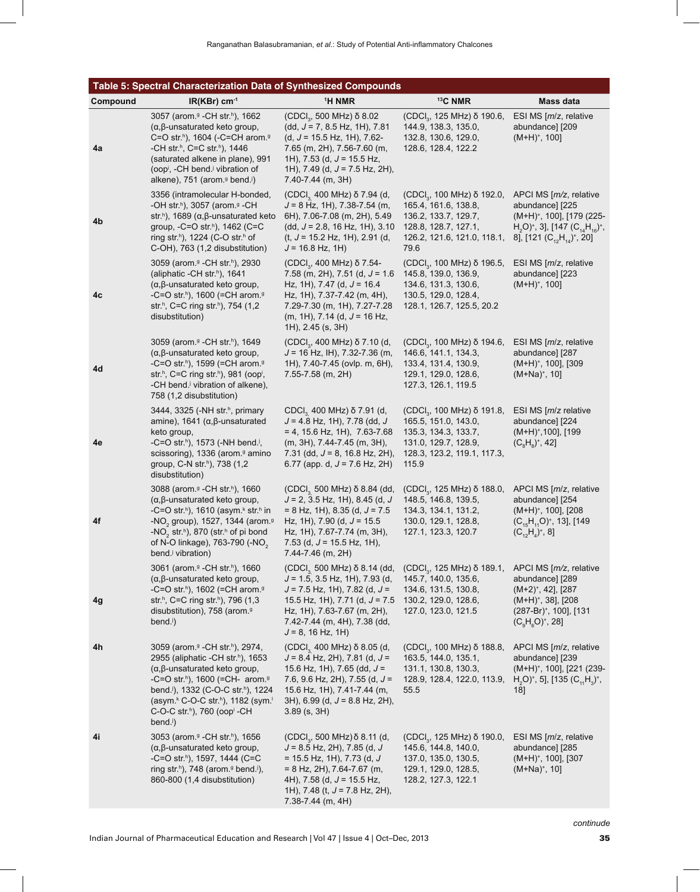**Table 5: Spectral Characterization Data of Synthesized Compounds**

| Compound | IR(KBr) cm$^{-1}$ | $^{1}$H NMR | $^{13}$C NMR | Mass data |
|---|---|---|---|---|
| 4a | 3057 (arom.[g] -CH str.[h]), 1662 (α,β-unsaturated keto group, C=O str.[h]), 1604 (-C=CH arom.[g] -CH str.[h], C=C str.[h]), 1446 (saturated alkene in plane), 991 (oop[i], -CH bend.[j] vibration of alkene), 751 (arom.[g] bend.[j]) | ($CDCl_3$, 500 MHz) δ 8.02 (dd, *J* = 7, 8.5 Hz, 1H), 7.81 (d, *J* = 15.5 Hz, 1H), 7.62-7.65 (m, 2H), 7.56-7.60 (m, 1H), 7.53 (d, *J* = 15.5 Hz, 1H), 7.49 (d, *J* = 7.5 Hz, 2H), 7.40-7.44 (m, 3H) | ($CDCl_3$, 125 MHz) δ 190.6, 144.9, 138.3, 135.0, 132.8, 130.6, 129.0, 128.6, 128.4, 122.2 | ESI MS [*m/z*, relative abundance] [209 $(M+H)^+$, 100] |
| 4b | 3356 (intramolecular H-bonded, -OH str.[h]), 3057 (arom.[g] -CH str.[h]), 1689 (α,β-unsaturated keto group, -C=O str.[h]), 1462 (C=C ring str.[h]), 1224 (C-O str.[h] of C-OH), 763 (1,2 disubstitution) | ($CDCl_3$ 400 MHz) δ 7.94 (d, *J* = 8 Hz, 1H), 7.38-7.54 (m, 6H), 7.06-7.08 (m, 2H), 5.49 (dd, *J* = 2.8, 16 Hz, 1H), 3.10 (t, *J* = 15.2 Hz, 1H), 2.91 (d, *J* = 16.8 Hz, 1H) | ($CDCl_3$, 100 MHz) δ 192.0, 165.4, 161.6, 138.8, 136.2, 133.7, 129.7, 128.8, 128.7, 127.1, 126.2, 121.6, 121.0, 118.1, 79.6 | APCI MS [*m/z*, relative abundance] [225 $(M+H)^+$, 100], [179 (225-$H_2O)^+$, 3], [147 $(C_{14}H_{16})^+$, 8], [121 $(C_{12}H_{14})^+$, 20] |
| 4c | 3059 (arom.[g] -CH str.[h]), 2930 (aliphatic -CH str.[h]), 1641 (α,β-unsaturated keto group, -C=O str.[h]), 1600 (=CH arom.[g] str.[h], C=C ring str.[h]), 754 (1,2 disubstitution) | ($CDCl_3$, 400 MHz) δ 7.54-7.58 (m, 2H), 7.51 (d, *J* = 1.6 Hz, 1H), 7.47 (d, *J* = 16.4 Hz, 1H), 7.37-7.42 (m, 4H), 7.29-7.30 (m, 1H), 7.27-7.28 (m, 1H), 7.14 (d, *J* = 16 Hz, 1H), 2.45 (s, 3H) | ($CDCl_3$, 100 MHz) δ 196.5, 145.8, 139.0, 136.9, 134.6, 131.3, 130.6, 130.5, 129.0, 128.4, 128.1, 126.7, 125.5, 20.2 | ESI MS [*m/z*, relative abundance] [223 $(M+H)^+$, 100] |
| 4d | 3059 (arom.[g] -CH str.[h]), 1649 (α,β-unsaturated keto group, -C=O str.[h]), 1599 (=CH arom.[g] str.[h], C=C ring str.[h]), 981 (oop[i], -CH bend.[j] vibration of alkene), 758 (1,2 disubstitution) | ($CDCl_3$, 400 MHz) δ 7.10 (d, *J* = 16 Hz, IH), 7.32-7.36 (m, 1H), 7.40-7.45 (ovlp. m, 6H), 7.55-7.58 (m, 2H) | ($CDCl_3$, 100 MHz) δ 194.6, 146.6, 141.1, 134.3, 133.4, 131.4, 130.9, 129.1, 129.0, 128.6, 127.3, 126.1, 119.5 | ESI MS [*m/z*, relative abundance] [287 $(M+H)^+$, 100], [309 $(M+Na)^+$, 10] |
| 4e | 3444, 3325 (-NH str.[h], primary amine), 1641 (α,β-unsaturated keto group, -C=O str.[h]), 1573 (-NH bend.[j], scissoring), 1336 (arom.[g] amino group, C-N str.[h]), 738 (1,2 disubstitution) | $CDCl_3$ 400 MHz) δ 7.91 (d, *J* = 4.8 Hz, IH), 7.78 (dd, *J* = 4, 15.6 Hz, 1H), 7.63-7.68 (m, 3H), 7.44-7.45 (m, 3H), 7.31 (dd, *J* = 8, 16.8 Hz, 2H), 6.77 (app. d, *J* = 7.6 Hz, 2H) | ($CDCl_3$, 100 MHz) δ 191.8, 165.5, 151.0, 143.0, 135.3, 134.3, 133.7, 131.0, 129.7, 128.9, 128.3, 123.2, 119.1, 117.3, 115.9 | ESI MS [*m/z* relative abundance] [224 $(M+H)^+$,100], [199 $(C_8H_8)^+$, 42] |
| 4f | 3088 (arom.[g] -CH str.[h]), 1660 (α,β-unsaturated keto group, -C=O str.[h]), 1610 (asym.[k] str.[h] in -$NO_2$ group), 1527, 1344 (arom.[g] -$NO_2$ str.[h]), 870 (str.[h] of pi bond of N-O linkage), 763-790 (-$NO_2$ bend.[j] vibration) | ($CDCl_3$, 500 MHz) δ 8.84 (dd, *J* = 2, 3.5 Hz, 1H), 8.45 (d, *J* = 8 Hz, 1H), 8.35 (d, *J* = 7.5 Hz, 1H), 7.90 (d, *J* = 15.5 Hz, 1H), 7.67-7.74 (m, 3H), 7.53 (d, *J* = 15.5 Hz, 1H), 7.44-7.46 (m, 2H) | ($CDCl_3$, 125 MHz) δ 188.0, 148.5, 146.8, 139.5, 134.3, 134.1, 131.2, 130.0, 129.1, 128.8, 127.1, 123.3, 120.7 | APCI MS [*m/z*, relative abundance] [254 $(M+H)^+$, 100], [208 $(C_{15}H_{11}O)^+$, 13], [149 $(C_{12}H_4)^+$, 8] |
| 4g | 3061 (arom.[g] -CH str.[h]), 1660 (α,β-unsaturated keto group, -C=O str.[h]), 1602 (=CH arom.[g] str.[h], C=C ring str.[h]), 796 (1,3 disubstitution), 758 (arom.[g] bend.[j]) | ($CDCl_3$, 500 MHz) δ 8.14 (dd, *J* = 1.5, 3.5 Hz, 1H), 7.93 (d, *J* = 7.5 Hz, 1H), 7.82 (d, *J* = 15.5 Hz, 1H), 7.71 (d, *J* = 7.5 Hz, 1H), 7.63-7.67 (m, 2H), 7.42-7.44 (m, 4H), 7.38 (dd, *J* = 8, 16 Hz, 1H) | ($CDCl_3$, 125 MHz) δ 189.1, 145.7, 140.0, 135.6, 134.6, 131.5, 130.8, 130.2, 129.0, 128.6, 127.0, 123.0, 121.5 | APCI MS [*m/z*, relative abundance] [289 $(M+2)^+$, 42], [287 $(M+H)^+$, 38], [208 (287-Br)$^+$, 100], [131 $(C_9H_6O)^+$, 28] |
| 4h | 3059 (arom.[g] -CH str.[h]), 2974, 2955 (aliphatic -CH str.[h]), 1653 (α,β-unsaturated keto group, -C=O str.[h]), 1600 (=CH- arom.[g] bend.[j]), 1332 (C-O-C str.[h]), 1224 (asym.[k] C-O-C str.[h]), 1182 (sym.[l] C-O-C str.[h]), 760 (oop[i] -CH bend.[j]) | ($CDCl_3$ 400 MHz) δ 8.05 (d, *J* = 8.4 Hz, 2H), 7.81 (d, *J* = 15.6 Hz, 1H), 7.65 (dd, *J* = 7.6, 9.6 Hz, 2H), 7.55 (d, *J* = 15.6 Hz, 1H), 7.41-7.44 (m, 3H), 6.99 (d, *J* = 8.8 Hz, 2H), 3.89 (s, 3H) | ($CDCl_3$, 100 MHz) δ 188.8, 163.5, 144.0, 135.1, 131.1, 130.8, 130.3, 128.9, 128.4, 122.0, 113.9, 55.5 | APCI MS [*m/z*, relative abundance] [239 $(M+H)^+$, 100], [221 (239-$H_2O)^+$, 5], [135 $(C_{11}H_3)^+$, 18] |
| 4i | 3053 (arom.[g] -CH str.[h]), 1656 (α,β-unsaturated keto group, -C=O str.[h]), 1597, 1444 (C=C ring str.[h]), 748 (arom.[g] bend.[j]), 860-800 (1,4 disubstitution) | ($CDCl_3$, 500 MHz) δ 8.11 (d, *J* = 8.5 Hz, 2H), 7.85 (d, *J* = 15.5 Hz, 1H), 7.73 (d, *J* = 8 Hz, 2H), 7.64-7.67 (m, 4H), 7.58 (d, *J* = 15.5 Hz, 1H), 7.48 (t, *J* = 7.8 Hz, 2H), 7.38-7.44 (m, 4H) | ($CDCl_3$, 125 MHz) δ 190.0, 145.6, 144.8, 140.0, 137.0, 135.0, 130.5, 129.1, 129.0, 128.5, 128.2, 127.3, 122.1 | ESI MS [*m/z*, relative abundance] [285 $(M+H)^+$, 100], [307 $(M+Na)^+$, 10] |

*continude*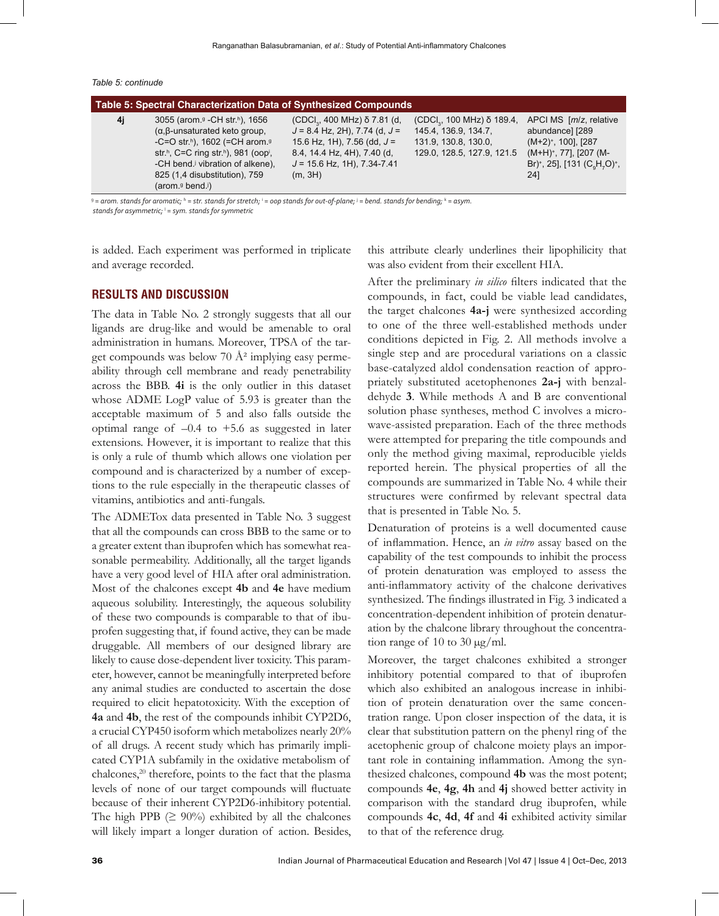*Table 5: continude*

| Table 5: Spectral Characterization Data of Synthesized Compounds | | | | |
|---|---|---|---|---|
| **4j** | 3055 (arom.[g] -CH str.[h]), 1656 (α,β-unsaturated keto group, -C=O str.[h]), 1602 (=CH arom.[g] str.[h], C=C ring str.[h]), 981 (oop[i], -CH bend.[j] vibration of alkene), 825 (1,4 disubstitution), 759 (arom.[g] bend.[j]) | ($CDCl_3$, 400 MHz) δ 7.81 (d, $J$ = 8.4 Hz, 2H), 7.74 (d, $J$ = 15.6 Hz, 1H), 7.56 (dd, $J$ = 8.4, 14.4 Hz, 4H), 7.40 (d, $J$ = 15.6 Hz, 1H), 7.34-7.41 (m, 3H) | ($CDCl_3$, 100 MHz) δ 189.4, 145.4, 136.9, 134.7, 131.9, 130.8, 130.0, 129.0, 128.5, 127.9, 121.5 | APCI MS [*m/z*, relative abundance] [289 $(M+2)^+$, 100], [287 $(M+H)^+$, 77], [207 $(M-Br)^+$, 25], [131 $(C_9H_7O)^+$, 24] |

[g] = arom. stands for aromatic; [h] = str. stands for stretch; [i] = oop stands for out-of-plane; [j] = bend. stands for bending; [k] = asym. stands for asymmetric; [l] = sym. stands for symmetric

is added. Each experiment was performed in triplicate and average recorded.

## RESULTS AND DISCUSSION

The data in Table No. 2 strongly suggests that all our ligands are drug-like and would be amenable to oral administration in humans. Moreover, TPSA of the target compounds was below 70 Å² implying easy permeability through cell membrane and ready penetrability across the BBB. **4i** is the only outlier in this dataset whose ADME LogP value of 5.93 is greater than the acceptable maximum of 5 and also falls outside the optimal range of –0.4 to +5.6 as suggested in later extensions. However, it is important to realize that this is only a rule of thumb which allows one violation per compound and is characterized by a number of exceptions to the rule especially in the therapeutic classes of vitamins, antibiotics and anti-fungals.

The ADMETox data presented in Table No. 3 suggest that all the compounds can cross BBB to the same or to a greater extent than ibuprofen which has somewhat reasonable permeability. Additionally, all the target ligands have a very good level of HIA after oral administration. Most of the chalcones except **4b** and **4e** have medium aqueous solubility. Interestingly, the aqueous solubility of these two compounds is comparable to that of ibuprofen suggesting that, if found active, they can be made druggable. All members of our designed library are likely to cause dose-dependent liver toxicity. This parameter, however, cannot be meaningfully interpreted before any animal studies are conducted to ascertain the dose required to elicit hepatotoxicity. With the exception of **4a** and **4b**, the rest of the compounds inhibit CYP2D6, a crucial CYP450 isoform which metabolizes nearly 20% of all drugs. A recent study which has primarily implicated CYP1A subfamily in the oxidative metabolism of chalcones,[20] therefore, points to the fact that the plasma levels of none of our target compounds will fluctuate because of their inherent CYP2D6-inhibitory potential. The high PPB (≥ 90%) exhibited by all the chalcones will likely impart a longer duration of action. Besides, this attribute clearly underlines their lipophilicity that was also evident from their excellent HIA.

After the preliminary *in silico* filters indicated that the compounds, in fact, could be viable lead candidates, the target chalcones **4a-j** were synthesized according to one of the three well-established methods under conditions depicted in Fig. 2. All methods involve a single step and are procedural variations on a classic base-catalyzed aldol condensation reaction of appropriately substituted acetophenones **2a-j** with benzaldehyde **3**. While methods A and B are conventional solution phase syntheses, method C involves a microwave-assisted preparation. Each of the three methods were attempted for preparing the title compounds and only the method giving maximal, reproducible yields reported herein. The physical properties of all the compounds are summarized in Table No. 4 while their structures were confirmed by relevant spectral data that is presented in Table No. 5.

Denaturation of proteins is a well documented cause of inflammation. Hence, an *in vitro* assay based on the capability of the test compounds to inhibit the process of protein denaturation was employed to assess the anti-inflammatory activity of the chalcone derivatives synthesized. The findings illustrated in Fig. 3 indicated a concentration-dependent inhibition of protein denaturation by the chalcone library throughout the concentration range of 10 to 30 μg/ml.

Moreover, the target chalcones exhibited a stronger inhibitory potential compared to that of ibuprofen which also exhibited an analogous increase in inhibition of protein denaturation over the same concentration range. Upon closer inspection of the data, it is clear that substitution pattern on the phenyl ring of the acetophenic group of chalcone moiety plays an important role in containing inflammation. Among the synthesized chalcones, compound **4b** was the most potent; compounds **4e**, **4g**, **4h** and **4j** showed better activity in comparison with the standard drug ibuprofen, while compounds **4c**, **4d**, **4f** and **4i** exhibited activity similar to that of the reference drug.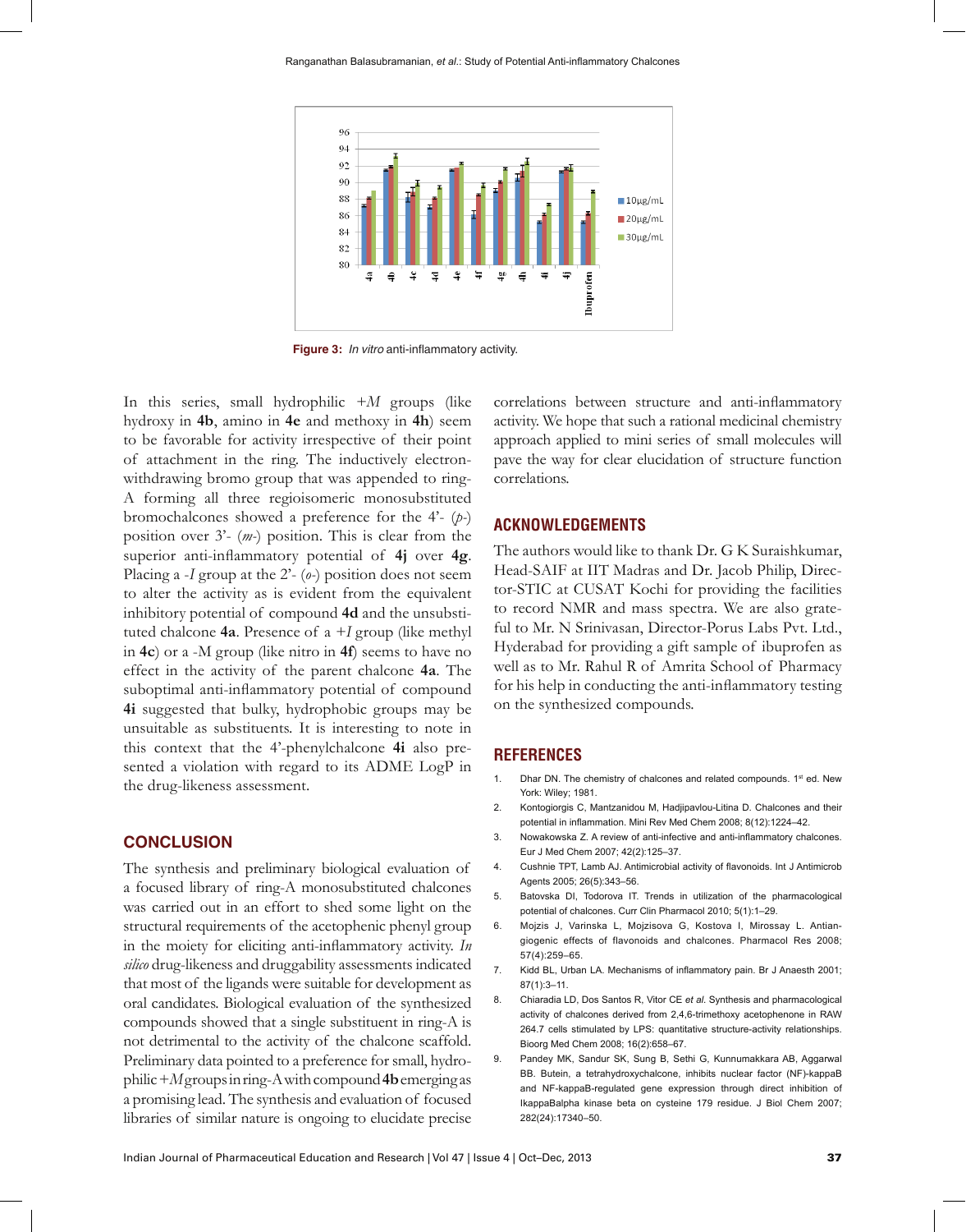Figure 3: *In vitro* anti-inflammatory activity.

In this series, small hydrophilic *+M* groups (like hydroxy in **4b**, amino in **4e** and methoxy in **4h**) seem to be favorable for activity irrespective of their point of attachment in the ring. The inductively electron-withdrawing bromo group that was appended to ring-A forming all three regioisomeric monosubstituted bromochalcones showed a preference for the 4'- (*p*-) position over 3'- (*m*-) position. This is clear from the superior anti-inflammatory potential of **4j** over **4g**. Placing a *-I* group at the 2'- (*o*-) position does not seem to alter the activity as is evident from the equivalent inhibitory potential of compound **4d** and the unsubstituted chalcone **4a**. Presence of a *+I* group (like methyl in **4c**) or a -M group (like nitro in **4f**) seems to have no effect in the activity of the parent chalcone **4a**. The suboptimal anti-inflammatory potential of compound **4i** suggested that bulky, hydrophobic groups may be unsuitable as substituents. It is interesting to note in this context that the 4'-phenylchalcone **4i** also presented a violation with regard to its ADME LogP in the drug-likeness assessment.

## CONCLUSION

The synthesis and preliminary biological evaluation of a focused library of ring-A monosubstituted chalcones was carried out in an effort to shed some light on the structural requirements of the acetophenic phenyl group in the moiety for eliciting anti-inflammatory activity. *In silico* drug-likeness and druggability assessments indicated that most of the ligands were suitable for development as oral candidates. Biological evaluation of the synthesized compounds showed that a single substituent in ring-A is not detrimental to the activity of the chalcone scaffold. Preliminary data pointed to a preference for small, hydrophilic *+M* groups in ring-A with compound **4b** emerging as a promising lead. The synthesis and evaluation of focused libraries of similar nature is ongoing to elucidate precise correlations between structure and anti-inflammatory activity. We hope that such a rational medicinal chemistry approach applied to mini series of small molecules will pave the way for clear elucidation of structure function correlations.

## ACKNOWLEDGEMENTS

The authors would like to thank Dr. G K Suraishkumar, Head-SAIF at IIT Madras and Dr. Jacob Philip, Director-STIC at CUSAT Kochi for providing the facilities to record NMR and mass spectra. We are also grateful to Mr. N Srinivasan, Director-Porus Labs Pvt. Ltd., Hyderabad for providing a gift sample of ibuprofen as well as to Mr. Rahul R of Amrita School of Pharmacy for his help in conducting the anti-inflammatory testing on the synthesized compounds.

## REFERENCES

1. Dhar DN. The chemistry of chalcones and related compounds. 1st ed. New York: Wiley; 1981.
2. Kontogiorgis C, Mantzanidou M, Hadjipavlou-Litina D. Chalcones and their potential in inflammation. Mini Rev Med Chem 2008; 8(12):1224–42.
3. Nowakowska Z. A review of anti-infective and anti-inflammatory chalcones. Eur J Med Chem 2007; 42(2):125–37.
4. Cushnie TPT, Lamb AJ. Antimicrobial activity of flavonoids. Int J Antimicrob Agents 2005; 26(5):343–56.
5. Batovska DI, Todorova IT. Trends in utilization of the pharmacological potential of chalcones. Curr Clin Pharmacol 2010; 5(1):1–29.
6. Mojzis J, Varinska L, Mojzisova G, Kostova I, Mirossay L. Antiangiogenic effects of flavonoids and chalcones. Pharmacol Res 2008; 57(4):259–65.
7. Kidd BL, Urban LA. Mechanisms of inflammatory pain. Br J Anaesth 2001; 87(1):3–11.
8. Chiaradia LD, Dos Santos R, Vitor CE *et al.* Synthesis and pharmacological activity of chalcones derived from 2,4,6-trimethoxy acetophenone in RAW 264.7 cells stimulated by LPS: quantitative structure-activity relationships. Bioorg Med Chem 2008; 16(2):658–67.
9. Pandey MK, Sandur SK, Sung B, Sethi G, Kunnumakkara AB, Aggarwal BB. Butein, a tetrahydroxychalcone, inhibits nuclear factor (NF)-kappaB and NF-kappaB-regulated gene expression through direct inhibition of IkappaBalpha kinase beta on cysteine 179 residue. J Biol Chem 2007; 282(24):17340–50.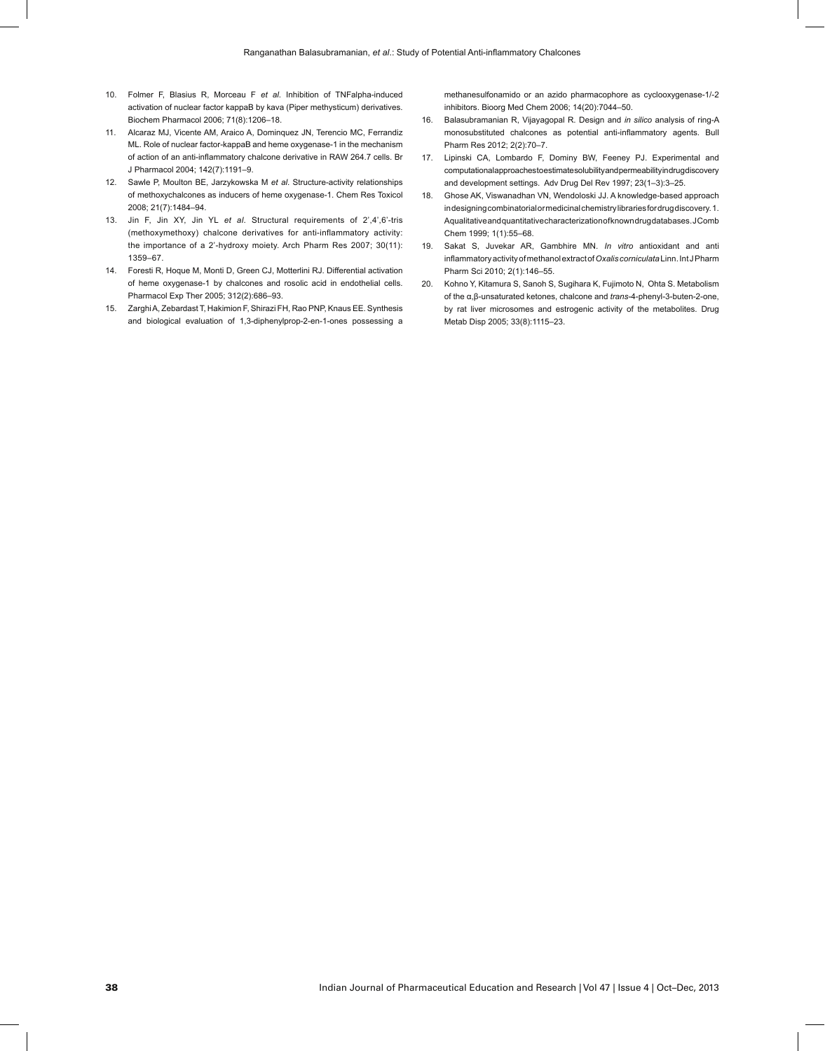10. Folmer F, Blasius R, Morceau F *et al.* Inhibition of TNFalpha-induced activation of nuclear factor kappaB by kava (Piper methysticum) derivatives. Biochem Pharmacol 2006; 71(8):1206–18.
11. Alcaraz MJ, Vicente AM, Araico A, Dominquez JN, Terencio MC, Ferrandiz ML. Role of nuclear factor-kappaB and heme oxygenase-1 in the mechanism of action of an anti-inflammatory chalcone derivative in RAW 264.7 cells. Br J Pharmacol 2004; 142(7):1191–9.
12. Sawle P, Moulton BE, Jarzykowska M *et al.* Structure-activity relationships of methoxychalcones as inducers of heme oxygenase-1. Chem Res Toxicol 2008; 21(7):1484–94.
13. Jin F, Jin XY, Jin YL *et al.* Structural requirements of 2',4',6'-tris (methoxymethoxy) chalcone derivatives for anti-inflammatory activity: the importance of a 2'-hydroxy moiety. Arch Pharm Res 2007; 30(11): 1359–67.
14. Foresti R, Hoque M, Monti D, Green CJ, Motterlini RJ. Differential activation of heme oxygenase-1 by chalcones and rosolic acid in endothelial cells. Pharmacol Exp Ther 2005; 312(2):686–93.
15. Zarghi A, Zebardast T, Hakimion F, Shirazi FH, Rao PNP, Knaus EE. Synthesis and biological evaluation of 1,3-diphenylprop-2-en-1-ones possessing a methanesulfonamido or an azido pharmacophore as cyclooxygenase-1/-2 inhibitors. Bioorg Med Chem 2006; 14(20):7044–50.
16. Balasubramanian R, Vijayagopal R. Design and *in silico* analysis of ring-A monosubstituted chalcones as potential anti-inflammatory agents. Bull Pharm Res 2012; 2(2):70–7.
17. Lipinski CA, Lombardo F, Dominy BW, Feeney PJ. Experimental and computational approaches to estimate solubility and permeability in drug discovery and development settings. Adv Drug Del Rev 1997; 23(1–3):3–25.
18. Ghose AK, Viswanadhan VN, Wendoloski JJ. A knowledge-based approach in designing combinatorial or medicinal chemistry libraries for drug discovery. 1. A qualitative and quantitative characterization of known drug databases. J Comb Chem 1999; 1(1):55–68.
19. Sakat S, Juvekar AR, Gambhire MN. *In vitro* antioxidant and anti inflammatory activity of methanol extract of *Oxalis corniculata* Linn. Int J Pharm Pharm Sci 2010; 2(1):146–55.
20. Kohno Y, Kitamura S, Sanoh S, Sugihara K, Fujimoto N, Ohta S. Metabolism of the α,β-unsaturated ketones, chalcone and *trans*-4-phenyl-3-buten-2-one, by rat liver microsomes and estrogenic activity of the metabolites. Drug Metab Disp 2005; 33(8):1115–23.